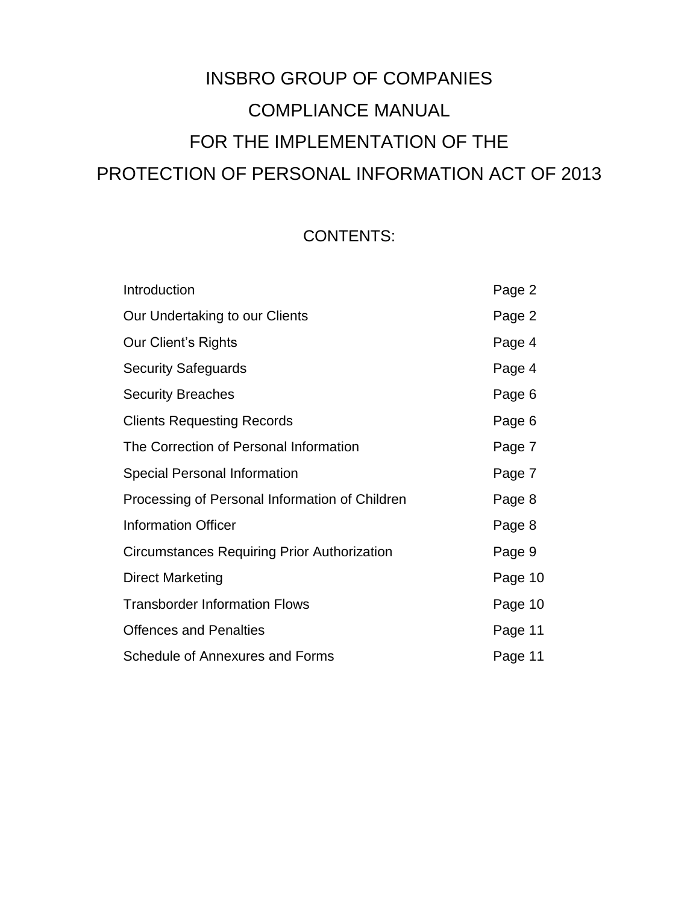# INSBRO GROUP OF COMPANIES

# COMPLIANCE MANUAL

# FOR THE IMPLEMENTATION OF THE

# PROTECTION OF PERSONAL INFORMATION ACT OF 2013

## CONTENTS:

| | |
|---|---|
| Introduction | Page 2 |
| Our Undertaking to our Clients | Page 2 |
| Our Client's Rights | Page 4 |
| Security Safeguards | Page 4 |
| Security Breaches | Page 6 |
| Clients Requesting Records | Page 6 |
| The Correction of Personal Information | Page 7 |
| Special Personal Information | Page 7 |
| Processing of Personal Information of Children | Page 8 |
| Information Officer | Page 8 |
| Circumstances Requiring Prior Authorization | Page 9 |
| Direct Marketing | Page 10 |
| Transborder Information Flows | Page 10 |
| Offences and Penalties | Page 11 |
| Schedule of Annexures and Forms | Page 11 |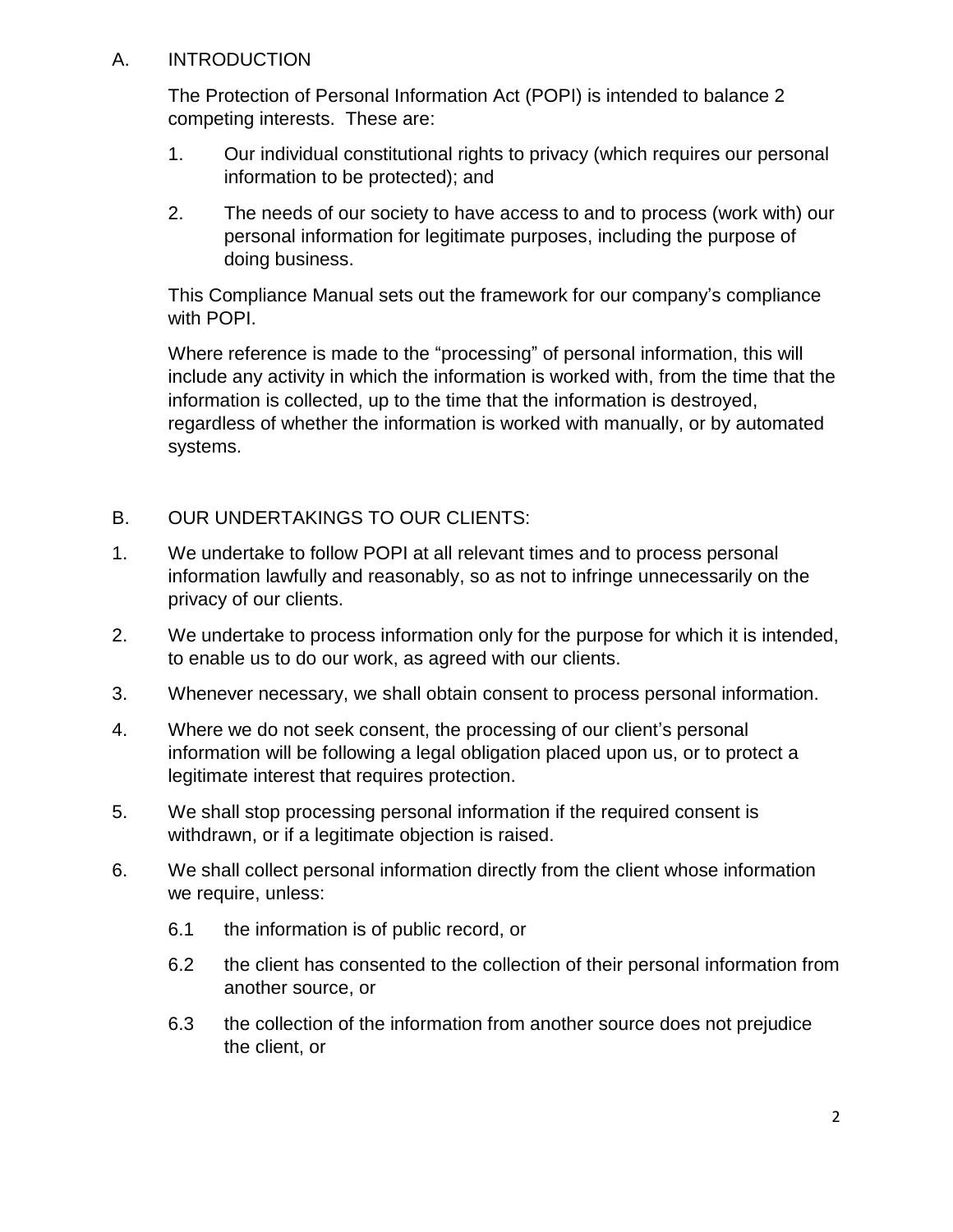## A. INTRODUCTION

The Protection of Personal Information Act (POPI) is intended to balance 2 competing interests. These are:

1. Our individual constitutional rights to privacy (which requires our personal information to be protected); and
2. The needs of our society to have access to and to process (work with) our personal information for legitimate purposes, including the purpose of doing business.

This Compliance Manual sets out the framework for our company's compliance with POPI.

Where reference is made to the "processing" of personal information, this will include any activity in which the information is worked with, from the time that the information is collected, up to the time that the information is destroyed, regardless of whether the information is worked with manually, or by automated systems.

## B. OUR UNDERTAKINGS TO OUR CLIENTS:

1. We undertake to follow POPI at all relevant times and to process personal information lawfully and reasonably, so as not to infringe unnecessarily on the privacy of our clients.
2. We undertake to process information only for the purpose for which it is intended, to enable us to do our work, as agreed with our clients.
3. Whenever necessary, we shall obtain consent to process personal information.
4. Where we do not seek consent, the processing of our client's personal information will be following a legal obligation placed upon us, or to protect a legitimate interest that requires protection.
5. We shall stop processing personal information if the required consent is withdrawn, or if a legitimate objection is raised.
6. We shall collect personal information directly from the client whose information we require, unless:
   - 6.1 the information is of public record, or
   - 6.2 the client has consented to the collection of their personal information from another source, or
   - 6.3 the collection of the information from another source does not prejudice the client, or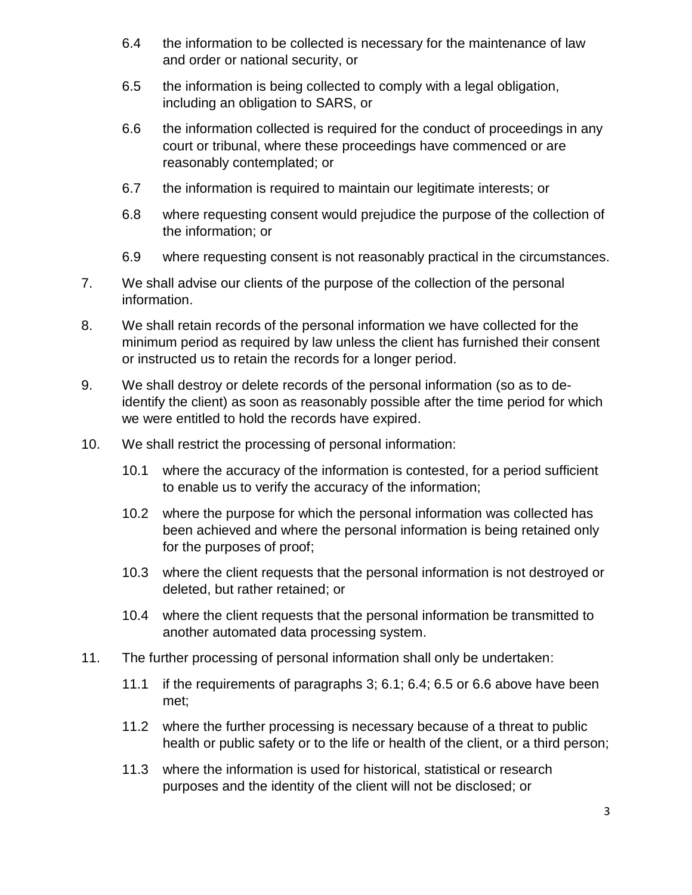6.4 the information to be collected is necessary for the maintenance of law and order or national security, or

6.5 the information is being collected to comply with a legal obligation, including an obligation to SARS, or

6.6 the information collected is required for the conduct of proceedings in any court or tribunal, where these proceedings have commenced or are reasonably contemplated; or

6.7 the information is required to maintain our legitimate interests; or

6.8 where requesting consent would prejudice the purpose of the collection of the information; or

6.9 where requesting consent is not reasonably practical in the circumstances.

7. We shall advise our clients of the purpose of the collection of the personal information.

8. We shall retain records of the personal information we have collected for the minimum period as required by law unless the client has furnished their consent or instructed us to retain the records for a longer period.

9. We shall destroy or delete records of the personal information (so as to de-identify the client) as soon as reasonably possible after the time period for which we were entitled to hold the records have expired.

10. We shall restrict the processing of personal information:

10.1 where the accuracy of the information is contested, for a period sufficient to enable us to verify the accuracy of the information;

10.2 where the purpose for which the personal information was collected has been achieved and where the personal information is being retained only for the purposes of proof;

10.3 where the client requests that the personal information is not destroyed or deleted, but rather retained; or

10.4 where the client requests that the personal information be transmitted to another automated data processing system.

11. The further processing of personal information shall only be undertaken:

11.1 if the requirements of paragraphs 3; 6.1; 6.4; 6.5 or 6.6 above have been met;

11.2 where the further processing is necessary because of a threat to public health or public safety or to the life or health of the client, or a third person;

11.3 where the information is used for historical, statistical or research purposes and the identity of the client will not be disclosed; or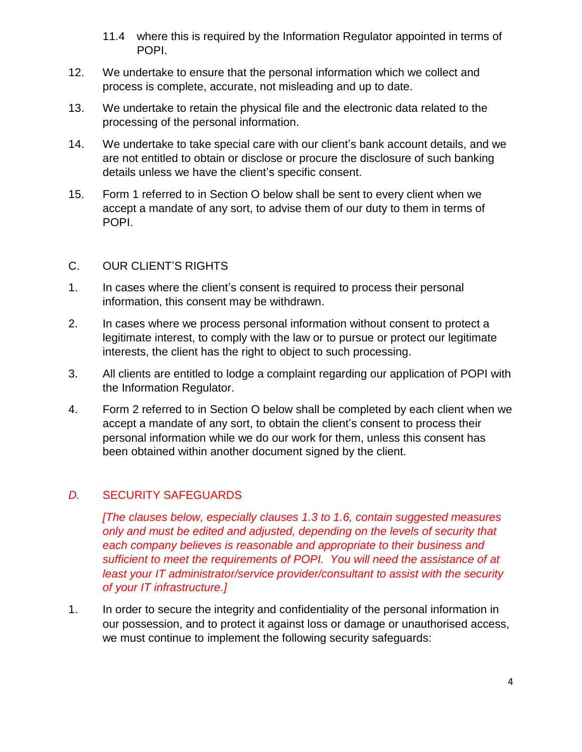11.4 where this is required by the Information Regulator appointed in terms of POPI.

12. We undertake to ensure that the personal information which we collect and process is complete, accurate, not misleading and up to date.

13. We undertake to retain the physical file and the electronic data related to the processing of the personal information.

14. We undertake to take special care with our client's bank account details, and we are not entitled to obtain or disclose or procure the disclosure of such banking details unless we have the client's specific consent.

15. Form 1 referred to in Section O below shall be sent to every client when we accept a mandate of any sort, to advise them of our duty to them in terms of POPI.

## C. OUR CLIENT'S RIGHTS

1. In cases where the client's consent is required to process their personal information, this consent may be withdrawn.

2. In cases where we process personal information without consent to protect a legitimate interest, to comply with the law or to pursue or protect our legitimate interests, the client has the right to object to such processing.

3. All clients are entitled to lodge a complaint regarding our application of POPI with the Information Regulator.

4. Form 2 referred to in Section O below shall be completed by each client when we accept a mandate of any sort, to obtain the client's consent to process their personal information while we do our work for them, unless this consent has been obtained within another document signed by the client.

## *D.* SECURITY SAFEGUARDS

*[The clauses below, especially clauses 1.3 to 1.6, contain suggested measures only and must be edited and adjusted, depending on the levels of security that each company believes is reasonable and appropriate to their business and sufficient to meet the requirements of POPI. You will need the assistance of at least your IT administrator/service provider/consultant to assist with the security of your IT infrastructure.]*

1. In order to secure the integrity and confidentiality of the personal information in our possession, and to protect it against loss or damage or unauthorised access, we must continue to implement the following security safeguards: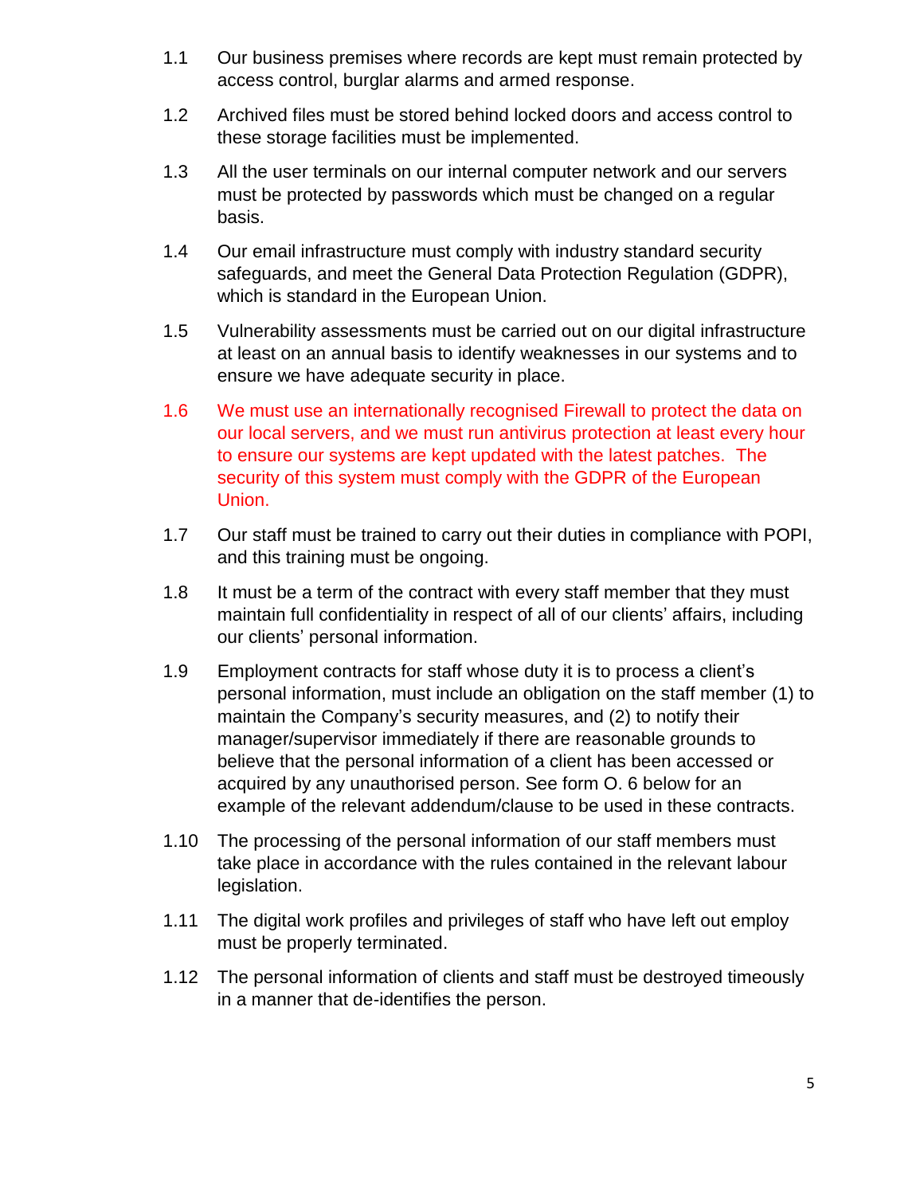1.1 Our business premises where records are kept must remain protected by access control, burglar alarms and armed response.

1.2 Archived files must be stored behind locked doors and access control to these storage facilities must be implemented.

1.3 All the user terminals on our internal computer network and our servers must be protected by passwords which must be changed on a regular basis.

1.4 Our email infrastructure must comply with industry standard security safeguards, and meet the General Data Protection Regulation (GDPR), which is standard in the European Union.

1.5 Vulnerability assessments must be carried out on our digital infrastructure at least on an annual basis to identify weaknesses in our systems and to ensure we have adequate security in place.

1.6 We must use an internationally recognised Firewall to protect the data on our local servers, and we must run antivirus protection at least every hour to ensure our systems are kept updated with the latest patches. The security of this system must comply with the GDPR of the European Union.

1.7 Our staff must be trained to carry out their duties in compliance with POPI, and this training must be ongoing.

1.8 It must be a term of the contract with every staff member that they must maintain full confidentiality in respect of all of our clients' affairs, including our clients' personal information.

1.9 Employment contracts for staff whose duty it is to process a client's personal information, must include an obligation on the staff member (1) to maintain the Company's security measures, and (2) to notify their manager/supervisor immediately if there are reasonable grounds to believe that the personal information of a client has been accessed or acquired by any unauthorised person. See form O. 6 below for an example of the relevant addendum/clause to be used in these contracts.

1.10 The processing of the personal information of our staff members must take place in accordance with the rules contained in the relevant labour legislation.

1.11 The digital work profiles and privileges of staff who have left out employ must be properly terminated.

1.12 The personal information of clients and staff must be destroyed timeously in a manner that de-identifies the person.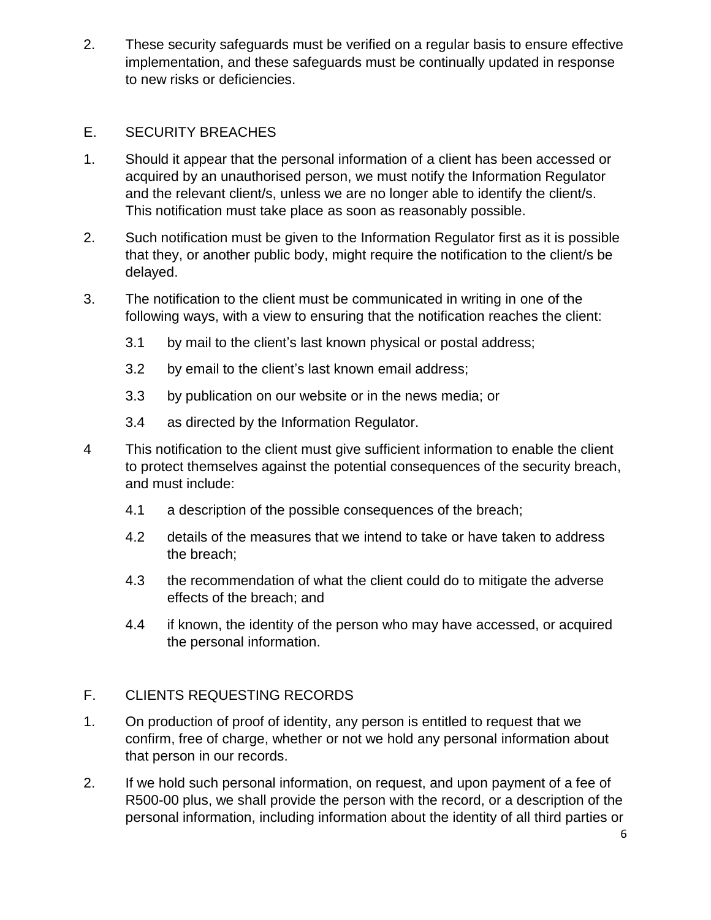2. These security safeguards must be verified on a regular basis to ensure effective implementation, and these safeguards must be continually updated in response to new risks or deficiencies.

## E. SECURITY BREACHES

1. Should it appear that the personal information of a client has been accessed or acquired by an unauthorised person, we must notify the Information Regulator and the relevant client/s, unless we are no longer able to identify the client/s. This notification must take place as soon as reasonably possible.

2. Such notification must be given to the Information Regulator first as it is possible that they, or another public body, might require the notification to the client/s be delayed.

3. The notification to the client must be communicated in writing in one of the following ways, with a view to ensuring that the notification reaches the client:

   3.1 by mail to the client's last known physical or postal address;

   3.2 by email to the client's last known email address;

   3.3 by publication on our website or in the news media; or

   3.4 as directed by the Information Regulator.

4 This notification to the client must give sufficient information to enable the client to protect themselves against the potential consequences of the security breach, and must include:

   4.1 a description of the possible consequences of the breach;

   4.2 details of the measures that we intend to take or have taken to address the breach;

   4.3 the recommendation of what the client could do to mitigate the adverse effects of the breach; and

   4.4 if known, the identity of the person who may have accessed, or acquired the personal information.

## F. CLIENTS REQUESTING RECORDS

1. On production of proof of identity, any person is entitled to request that we confirm, free of charge, whether or not we hold any personal information about that person in our records.

2. If we hold such personal information, on request, and upon payment of a fee of R500-00 plus, we shall provide the person with the record, or a description of the personal information, including information about the identity of all third parties or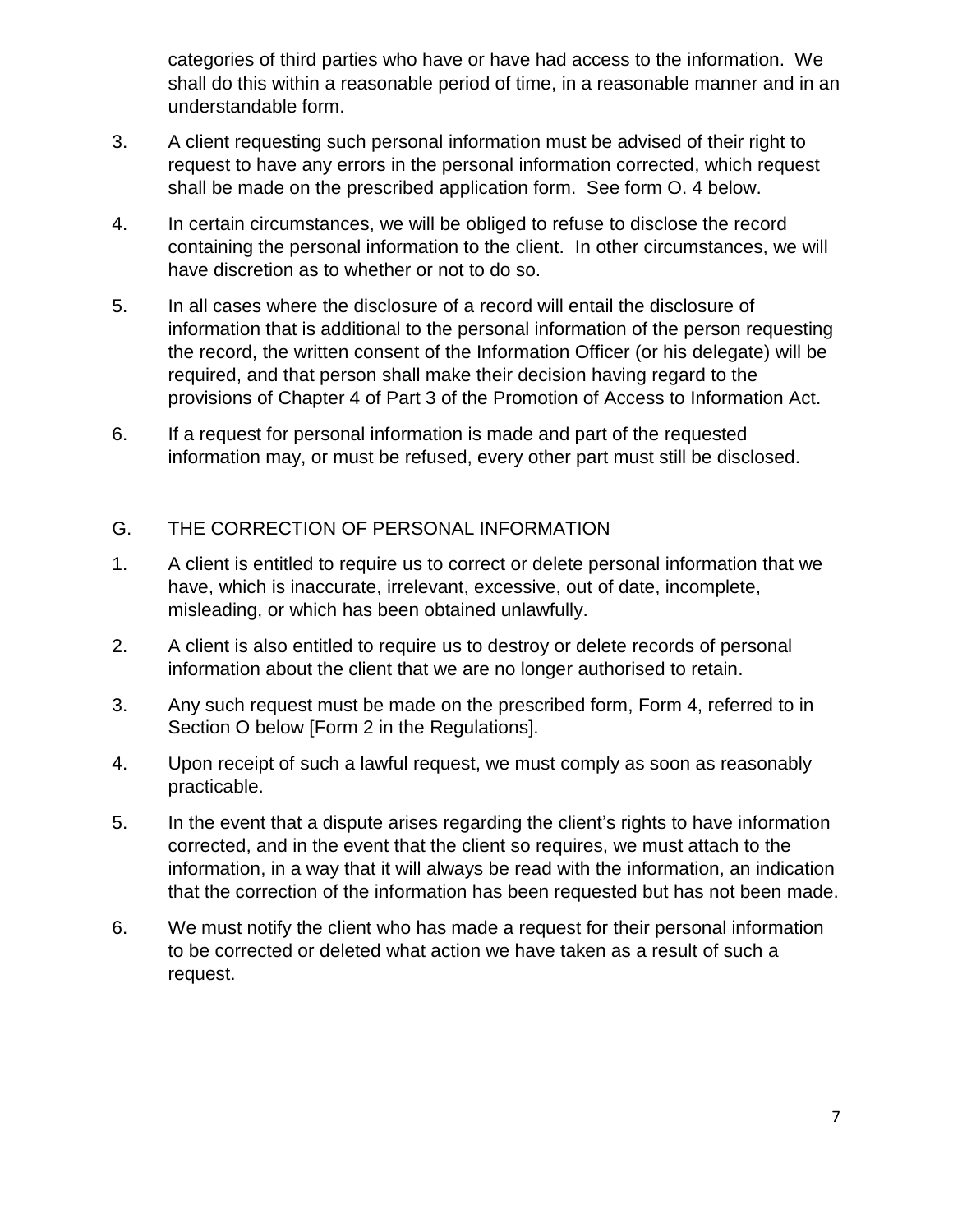categories of third parties who have or have had access to the information. We shall do this within a reasonable period of time, in a reasonable manner and in an understandable form.

3. A client requesting such personal information must be advised of their right to request to have any errors in the personal information corrected, which request shall be made on the prescribed application form. See form O. 4 below.

4. In certain circumstances, we will be obliged to refuse to disclose the record containing the personal information to the client. In other circumstances, we will have discretion as to whether or not to do so.

5. In all cases where the disclosure of a record will entail the disclosure of information that is additional to the personal information of the person requesting the record, the written consent of the Information Officer (or his delegate) will be required, and that person shall make their decision having regard to the provisions of Chapter 4 of Part 3 of the Promotion of Access to Information Act.

6. If a request for personal information is made and part of the requested information may, or must be refused, every other part must still be disclosed.

## G. THE CORRECTION OF PERSONAL INFORMATION

1. A client is entitled to require us to correct or delete personal information that we have, which is inaccurate, irrelevant, excessive, out of date, incomplete, misleading, or which has been obtained unlawfully.

2. A client is also entitled to require us to destroy or delete records of personal information about the client that we are no longer authorised to retain.

3. Any such request must be made on the prescribed form, Form 4, referred to in Section O below [Form 2 in the Regulations].

4. Upon receipt of such a lawful request, we must comply as soon as reasonably practicable.

5. In the event that a dispute arises regarding the client's rights to have information corrected, and in the event that the client so requires, we must attach to the information, in a way that it will always be read with the information, an indication that the correction of the information has been requested but has not been made.

6. We must notify the client who has made a request for their personal information to be corrected or deleted what action we have taken as a result of such a request.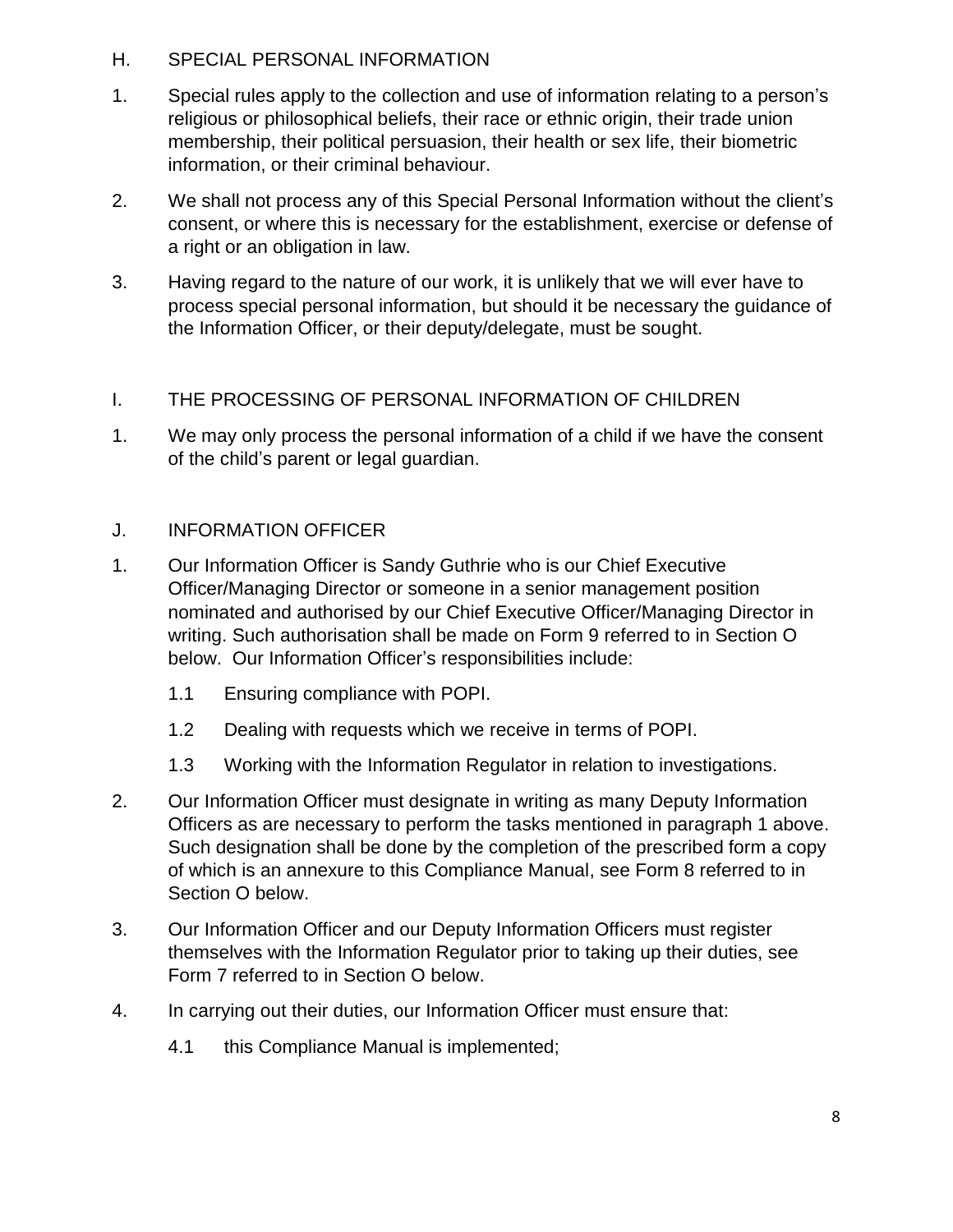## H. SPECIAL PERSONAL INFORMATION

1. Special rules apply to the collection and use of information relating to a person's religious or philosophical beliefs, their race or ethnic origin, their trade union membership, their political persuasion, their health or sex life, their biometric information, or their criminal behaviour.

2. We shall not process any of this Special Personal Information without the client's consent, or where this is necessary for the establishment, exercise or defense of a right or an obligation in law.

3. Having regard to the nature of our work, it is unlikely that we will ever have to process special personal information, but should it be necessary the guidance of the Information Officer, or their deputy/delegate, must be sought.

## I. THE PROCESSING OF PERSONAL INFORMATION OF CHILDREN

1. We may only process the personal information of a child if we have the consent of the child's parent or legal guardian.

## J. INFORMATION OFFICER

1. Our Information Officer is Sandy Guthrie who is our Chief Executive Officer/Managing Director or someone in a senior management position nominated and authorised by our Chief Executive Officer/Managing Director in writing. Such authorisation shall be made on Form 9 referred to in Section O below. Our Information Officer's responsibilities include:
   - 1.1 Ensuring compliance with POPI.
   - 1.2 Dealing with requests which we receive in terms of POPI.
   - 1.3 Working with the Information Regulator in relation to investigations.

2. Our Information Officer must designate in writing as many Deputy Information Officers as are necessary to perform the tasks mentioned in paragraph 1 above. Such designation shall be done by the completion of the prescribed form a copy of which is an annexure to this Compliance Manual, see Form 8 referred to in Section O below.

3. Our Information Officer and our Deputy Information Officers must register themselves with the Information Regulator prior to taking up their duties, see Form 7 referred to in Section O below.

4. In carrying out their duties, our Information Officer must ensure that:
   - 4.1 this Compliance Manual is implemented;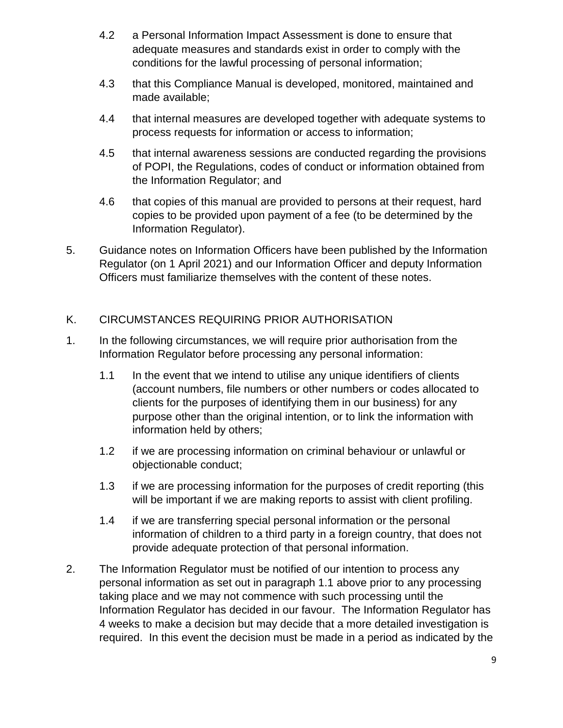4.2 a Personal Information Impact Assessment is done to ensure that adequate measures and standards exist in order to comply with the conditions for the lawful processing of personal information;

4.3 that this Compliance Manual is developed, monitored, maintained and made available;

4.4 that internal measures are developed together with adequate systems to process requests for information or access to information;

4.5 that internal awareness sessions are conducted regarding the provisions of POPI, the Regulations, codes of conduct or information obtained from the Information Regulator; and

4.6 that copies of this manual are provided to persons at their request, hard copies to be provided upon payment of a fee (to be determined by the Information Regulator).

5. Guidance notes on Information Officers have been published by the Information Regulator (on 1 April 2021) and our Information Officer and deputy Information Officers must familiarize themselves with the content of these notes.

## K. CIRCUMSTANCES REQUIRING PRIOR AUTHORISATION

1. In the following circumstances, we will require prior authorisation from the Information Regulator before processing any personal information:

   1.1 In the event that we intend to utilise any unique identifiers of clients (account numbers, file numbers or other numbers or codes allocated to clients for the purposes of identifying them in our business) for any purpose other than the original intention, or to link the information with information held by others;

   1.2 if we are processing information on criminal behaviour or unlawful or objectionable conduct;

   1.3 if we are processing information for the purposes of credit reporting (this will be important if we are making reports to assist with client profiling.

   1.4 if we are transferring special personal information or the personal information of children to a third party in a foreign country, that does not provide adequate protection of that personal information.

2. The Information Regulator must be notified of our intention to process any personal information as set out in paragraph 1.1 above prior to any processing taking place and we may not commence with such processing until the Information Regulator has decided in our favour. The Information Regulator has 4 weeks to make a decision but may decide that a more detailed investigation is required. In this event the decision must be made in a period as indicated by the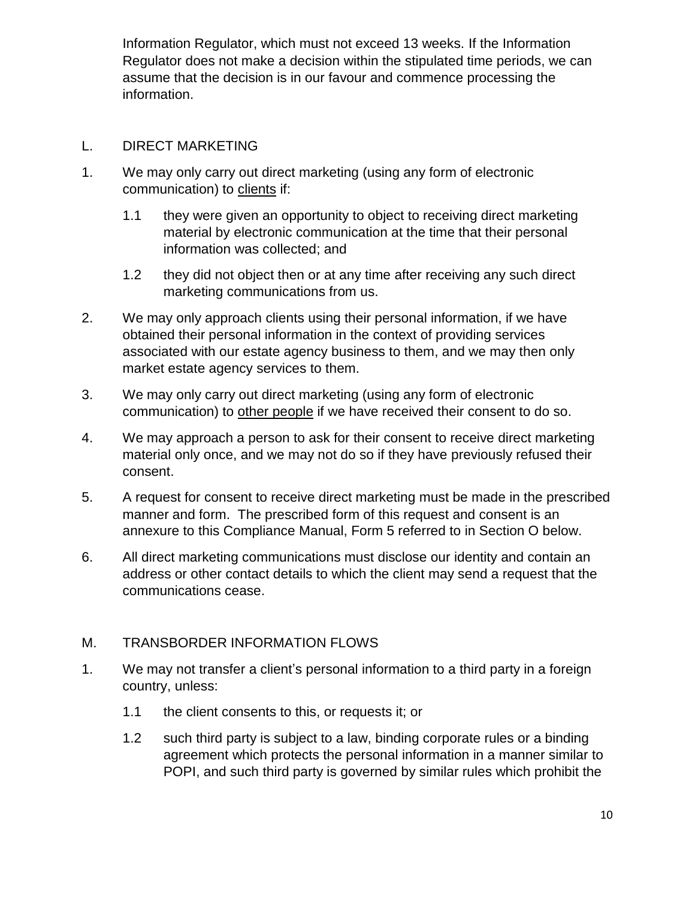Information Regulator, which must not exceed 13 weeks. If the Information Regulator does not make a decision within the stipulated time periods, we can assume that the decision is in our favour and commence processing the information.

## L. DIRECT MARKETING

1. We may only carry out direct marketing (using any form of electronic communication) to <u>clients</u> if:

   1.1 they were given an opportunity to object to receiving direct marketing material by electronic communication at the time that their personal information was collected; and

   1.2 they did not object then or at any time after receiving any such direct marketing communications from us.

2. We may only approach clients using their personal information, if we have obtained their personal information in the context of providing services associated with our estate agency business to them, and we may then only market estate agency services to them.

3. We may only carry out direct marketing (using any form of electronic communication) to <u>other people</u> if we have received their consent to do so.

4. We may approach a person to ask for their consent to receive direct marketing material only once, and we may not do so if they have previously refused their consent.

5. A request for consent to receive direct marketing must be made in the prescribed manner and form. The prescribed form of this request and consent is an annexure to this Compliance Manual, Form 5 referred to in Section O below.

6. All direct marketing communications must disclose our identity and contain an address or other contact details to which the client may send a request that the communications cease.

## M. TRANSBORDER INFORMATION FLOWS

1. We may not transfer a client's personal information to a third party in a foreign country, unless:

   1.1 the client consents to this, or requests it; or

   1.2 such third party is subject to a law, binding corporate rules or a binding agreement which protects the personal information in a manner similar to POPI, and such third party is governed by similar rules which prohibit the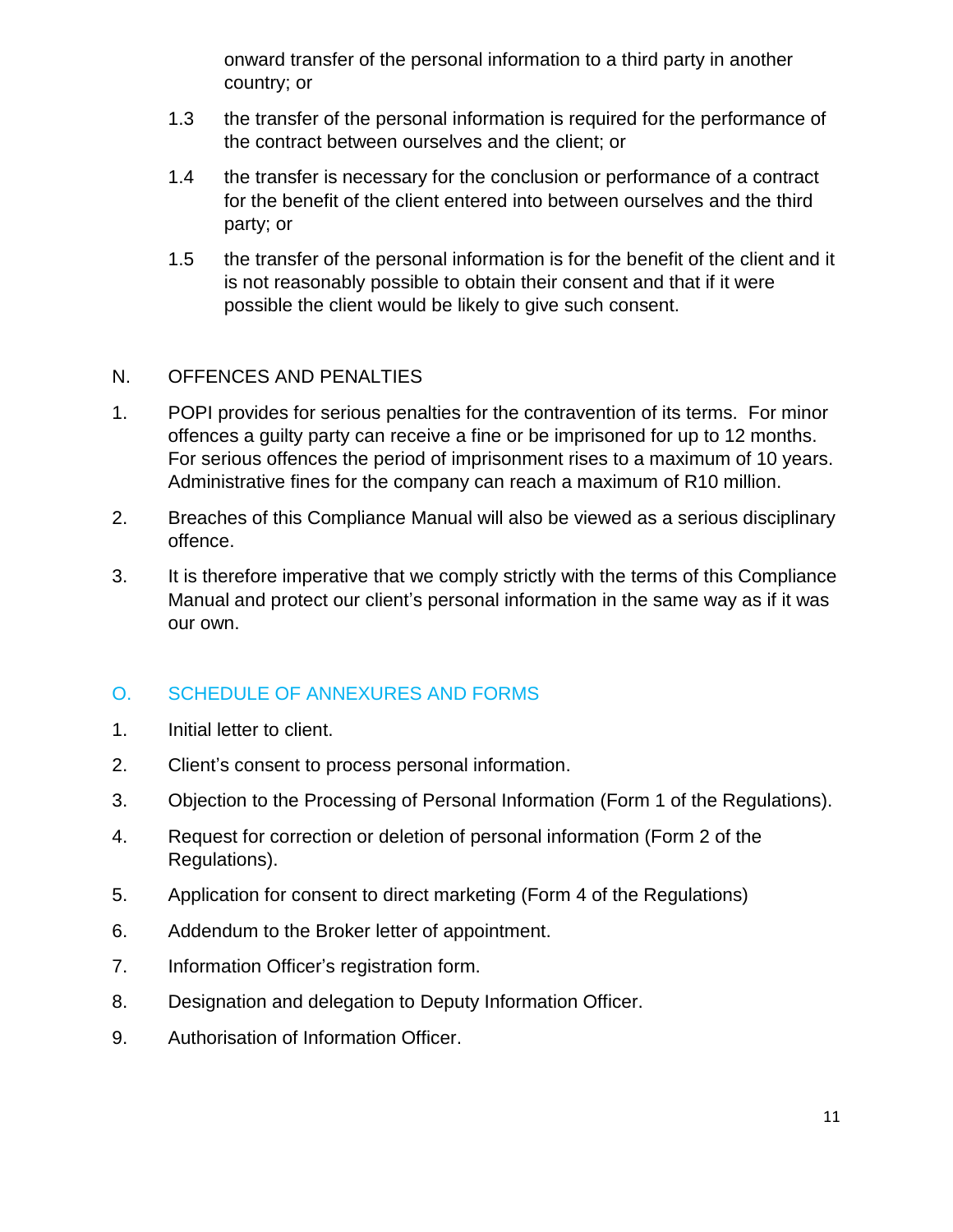onward transfer of the personal information to a third party in another country; or

1.3 the transfer of the personal information is required for the performance of the contract between ourselves and the client; or

1.4 the transfer is necessary for the conclusion or performance of a contract for the benefit of the client entered into between ourselves and the third party; or

1.5 the transfer of the personal information is for the benefit of the client and it is not reasonably possible to obtain their consent and that if it were possible the client would be likely to give such consent.

## N. OFFENCES AND PENALTIES

1. POPI provides for serious penalties for the contravention of its terms. For minor offences a guilty party can receive a fine or be imprisoned for up to 12 months. For serious offences the period of imprisonment rises to a maximum of 10 years. Administrative fines for the company can reach a maximum of R10 million.

2. Breaches of this Compliance Manual will also be viewed as a serious disciplinary offence.

3. It is therefore imperative that we comply strictly with the terms of this Compliance Manual and protect our client's personal information in the same way as if it was our own.

## O. SCHEDULE OF ANNEXURES AND FORMS

1. Initial letter to client.
2. Client's consent to process personal information.
3. Objection to the Processing of Personal Information (Form 1 of the Regulations).
4. Request for correction or deletion of personal information (Form 2 of the Regulations).
5. Application for consent to direct marketing (Form 4 of the Regulations)
6. Addendum to the Broker letter of appointment.
7. Information Officer's registration form.
8. Designation and delegation to Deputy Information Officer.
9. Authorisation of Information Officer.